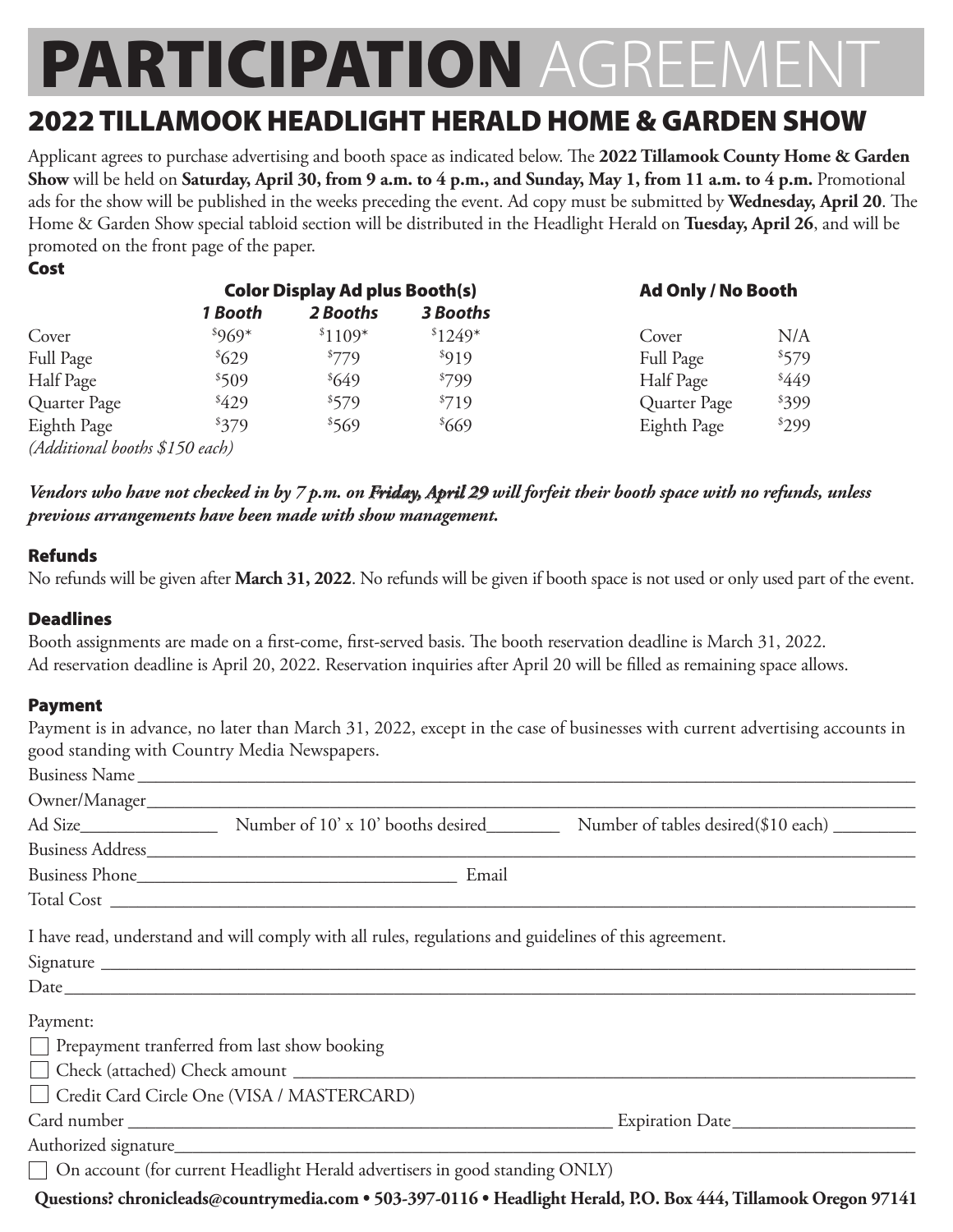# **PARTICIPATION** AGREEMENT

## 2022 TILLAMOOK HEADLIGHT HERALD HOME & GARDEN SHOW

Applicant agrees to purchase advertising and booth space as indicated below. The **2022 Tillamook County Home & Garden Show** will be held on **Saturday, April 30, from 9 a.m. to 4 p.m., and Sunday, May 1, from 11 a.m. to 4 p.m.** Promotional ads for the show will be published in the weeks preceding the event. Ad copy must be submitted by **Wednesday, April 20**. The Home & Garden Show special tabloid section will be distributed in the Headlight Herald on **Tuesday, April 26**, and will be promoted on the front page of the paper.

### Cost

| | **Color Display Ad plus Booth(s)** | | |
|---|---|---|---|
| | ***1 Booth*** | ***2 Booths*** | ***3 Booths*** |
| Cover | $969* | $1109* | $1249* |
| Full Page | $629 | $779 | $919 |
| Half Page | $509 | $649 | $799 |
| Quarter Page | $429 | $579 | $719 |
| Eighth Page | $379 | $569 | $669 |

*(Additional booths $150 each)*

| **Ad Only / No Booth** | |
|---|---|
| Cover | N/A |
| Full Page | $579 |
| Half Page | $449 |
| Quarter Page | $399 |
| Eighth Page | $299 |

***Vendors who have not checked in by 7 p.m. on Friday, April 29 will forfeit their booth space with no refunds, unless previous arrangements have been made with show management.***

### Refunds

No refunds will be given after **March 31, 2022**. No refunds will be given if booth space is not used or only used part of the event.

### Deadlines

Booth assignments are made on a first-come, first-served basis. The booth reservation deadline is March 31, 2022.
Ad reservation deadline is April 20, 2022. Reservation inquiries after April 20 will be filled as remaining space allows.

### Payment

Payment is in advance, no later than March 31, 2022, except in the case of businesses with current advertising accounts in good standing with Country Media Newspapers.

Business Name\_\_\_\_\_\_\_\_\_\_\_\_\_\_\_\_\_\_\_\_\_\_\_\_\_\_\_\_\_\_

Owner/Manager\_\_\_\_\_\_\_\_\_\_\_\_\_\_\_\_\_\_\_\_\_\_\_\_\_\_\_\_\_\_

Ad Size\_\_\_\_\_\_\_\_\_\_ Number of 10' x 10' booths desired\_\_\_\_\_\_\_\_ Number of tables desired($10 each) \_\_\_\_\_\_\_\_

Business Address\_\_\_\_\_\_\_\_\_\_\_\_\_\_\_\_\_\_\_\_\_\_\_\_\_\_\_\_\_\_

Business Phone\_\_\_\_\_\_\_\_\_\_\_\_\_\_\_\_\_\_\_\_ Email

Total Cost \_\_\_\_\_\_\_\_\_\_\_\_\_\_\_\_\_\_\_\_\_\_\_\_\_\_\_\_\_\_

I have read, understand and will comply with all rules, regulations and guidelines of this agreement.

Signature \_\_\_\_\_\_\_\_\_\_\_\_\_\_\_\_\_\_\_\_\_\_\_\_\_\_\_\_\_\_

Date\_\_\_\_\_\_\_\_\_\_\_\_\_\_\_\_\_\_\_\_\_\_\_\_\_\_\_\_\_\_

Payment:

- ☐ Prepayment tranferred from last show booking
- ☐ Check (attached) Check amount \_\_\_\_\_\_\_\_\_\_\_\_\_\_\_\_\_\_\_\_
- ☐ Credit Card Circle One (VISA / MASTERCARD)

Card number \_\_\_\_\_\_\_\_\_\_\_\_\_\_\_\_\_\_\_\_ Expiration Date\_\_\_\_\_\_\_\_\_\_\_\_

Authorized signature\_\_\_\_\_\_\_\_\_\_\_\_\_\_\_\_\_\_\_\_\_\_\_\_\_\_\_\_\_\_

- ☐ On account (for current Headlight Herald advertisers in good standing ONLY)

**Questions? chronicleads@countrymedia.com • 503-397-0116 • Headlight Herald, P.O. Box 444, Tillamook Oregon 97141**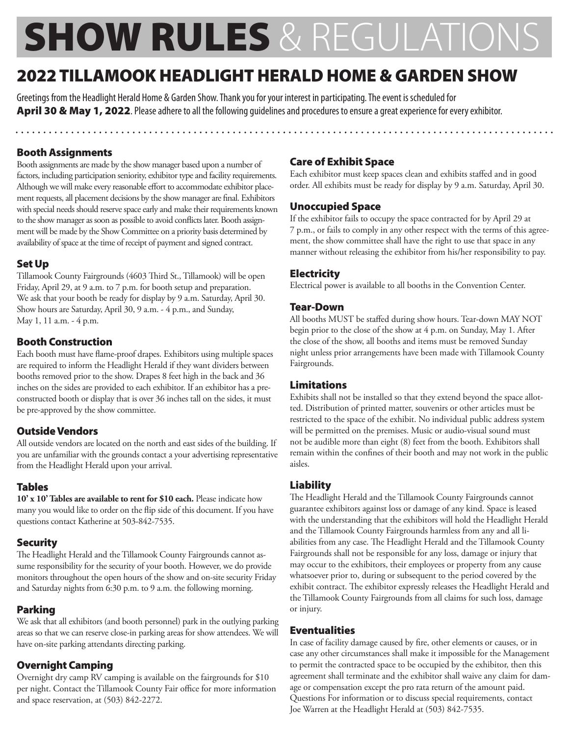# SHOW RULES & REGULATIONS

## 2022 TILLAMOOK HEADLIGHT HERALD HOME & GARDEN SHOW

Greetings from the Headlight Herald Home & Garden Show. Thank you for your interest in participating. The event is scheduled for **April 30 & May 1, 2022**. Please adhere to all the following guidelines and procedures to ensure a great experience for every exhibitor.

### Booth Assignments

Booth assignments are made by the show manager based upon a number of factors, including participation seniority, exhibitor type and facility requirements. Although we will make every reasonable effort to accommodate exhibitor placement requests, all placement decisions by the show manager are final. Exhibitors with special needs should reserve space early and make their requirements known to the show manager as soon as possible to avoid conflicts later. Booth assignment will be made by the Show Committee on a priority basis determined by availability of space at the time of receipt of payment and signed contract.

### Set Up

Tillamook County Fairgrounds (4603 Third St., Tillamook) will be open Friday, April 29, at 9 a.m. to 7 p.m. for booth setup and preparation. We ask that your booth be ready for display by 9 a.m. Saturday, April 30. Show hours are Saturday, April 30, 9 a.m. - 4 p.m., and Sunday, May 1, 11 a.m. - 4 p.m.

### Booth Construction

Each booth must have flame-proof drapes. Exhibitors using multiple spaces are required to inform the Headlight Herald if they want dividers between booths removed prior to the show. Drapes 8 feet high in the back and 36 inches on the sides are provided to each exhibitor. If an exhibitor has a preconstructed booth or display that is over 36 inches tall on the sides, it must be pre-approved by the show committee.

### Outside Vendors

All outside vendors are located on the north and east sides of the building. If you are unfamiliar with the grounds contact a your advertising representative from the Headlight Herald upon your arrival.

### Tables

**10' x 10' Tables are available to rent for $10 each.** Please indicate how many you would like to order on the flip side of this document. If you have questions contact Katherine at 503-842-7535.

### Security

The Headlight Herald and the Tillamook County Fairgrounds cannot assume responsibility for the security of your booth. However, we do provide monitors throughout the open hours of the show and on-site security Friday and Saturday nights from 6:30 p.m. to 9 a.m. the following morning.

### Parking

We ask that all exhibitors (and booth personnel) park in the outlying parking areas so that we can reserve close-in parking areas for show attendees. We will have on-site parking attendants directing parking.

### Overnight Camping

Overnight dry camp RV camping is available on the fairgrounds for $10 per night. Contact the Tillamook County Fair office for more information and space reservation, at (503) 842-2272.

### Care of Exhibit Space

Each exhibitor must keep spaces clean and exhibits staffed and in good order. All exhibits must be ready for display by 9 a.m. Saturday, April 30.

### Unoccupied Space

If the exhibitor fails to occupy the space contracted for by April 29 at 7 p.m., or fails to comply in any other respect with the terms of this agreement, the show committee shall have the right to use that space in any manner without releasing the exhibitor from his/her responsibility to pay.

### Electricity

Electrical power is available to all booths in the Convention Center.

### Tear-Down

All booths MUST be staffed during show hours. Tear-down MAY NOT begin prior to the close of the show at 4 p.m. on Sunday, May 1. After the close of the show, all booths and items must be removed Sunday night unless prior arrangements have been made with Tillamook County Fairgrounds.

### Limitations

Exhibits shall not be installed so that they extend beyond the space allotted. Distribution of printed matter, souvenirs or other articles must be restricted to the space of the exhibit. No individual public address system will be permitted on the premises. Music or audio-visual sound must not be audible more than eight (8) feet from the booth. Exhibitors shall remain within the confines of their booth and may not work in the public aisles.

### Liability

The Headlight Herald and the Tillamook County Fairgrounds cannot guarantee exhibitors against loss or damage of any kind. Space is leased with the understanding that the exhibitors will hold the Headlight Herald and the Tillamook County Fairgrounds harmless from any and all liabilities from any case. The Headlight Herald and the Tillamook County Fairgrounds shall not be responsible for any loss, damage or injury that may occur to the exhibitors, their employees or property from any cause whatsoever prior to, during or subsequent to the period covered by the exhibit contract. The exhibitor expressly releases the Headlight Herald and the Tillamook County Fairgrounds from all claims for such loss, damage or injury.

### Eventualities

In case of facility damage caused by fire, other elements or causes, or in case any other circumstances shall make it impossible for the Management to permit the contracted space to be occupied by the exhibitor, then this agreement shall terminate and the exhibitor shall waive any claim for damage or compensation except the pro rata return of the amount paid. Questions For information or to discuss special requirements, contact Joe Warren at the Headlight Herald at (503) 842-7535.